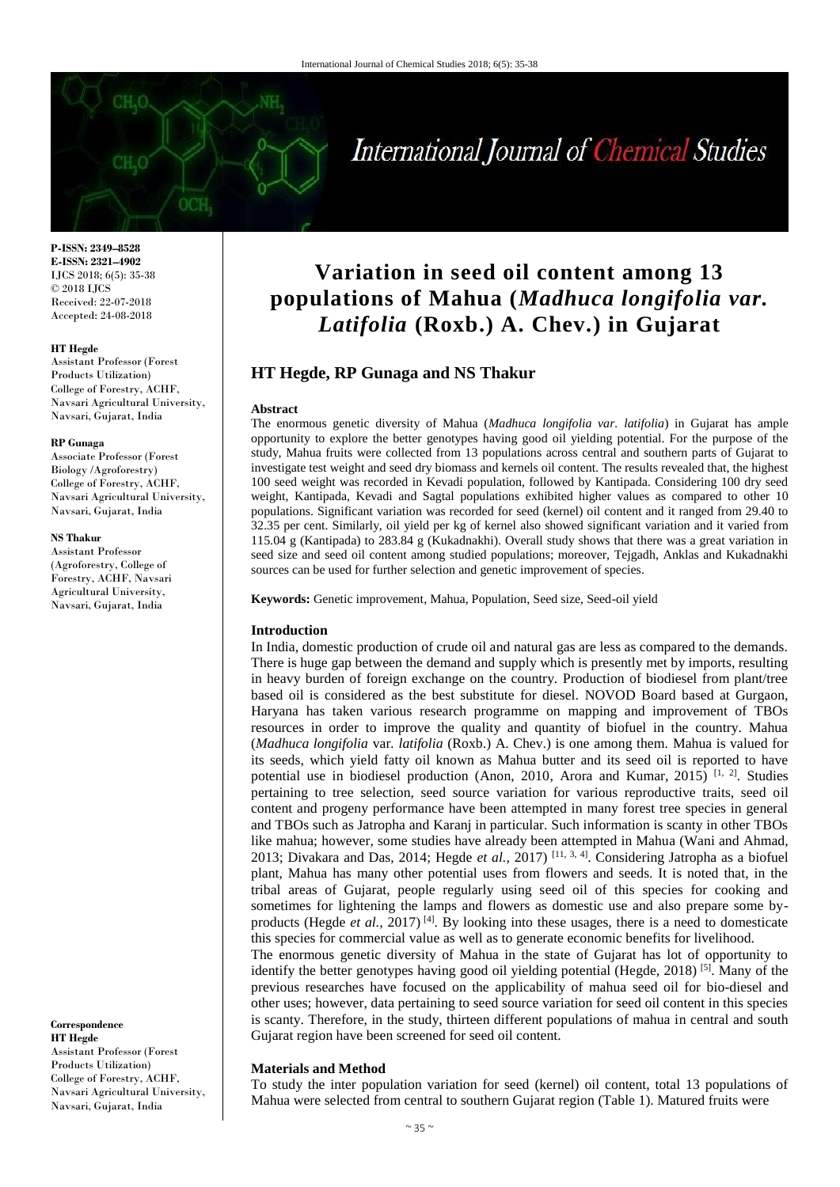P-ISSN: 2349–8528
E-ISSN: 2321–4902
IJCS 2018; 6(5): 35-38
© 2018 IJCS
Received: 22-07-2018
Accepted: 24-08-2018

**HT Hegde**
Assistant Professor (Forest Products Utilization) College of Forestry, ACHF, Navsari Agricultural University, Navsari, Gujarat, India

**RP Gunaga**
Associate Professor (Forest Biology /Agroforestry) College of Forestry, ACHF, Navsari Agricultural University, Navsari, Gujarat, India

**NS Thakur**
Assistant Professor (Agroforestry, College of Forestry, ACHF, Navsari Agricultural University, Navsari, Gujarat, India

**Correspondence**
**HT Hegde**
Assistant Professor (Forest Products Utilization) College of Forestry, ACHF, Navsari Agricultural University, Navsari, Gujarat, India

# Variation in seed oil content among 13 populations of Mahua (*Madhuca longifolia var. Latifolia* (Roxb.) A. Chev.) in Gujarat

## HT Hegde, RP Gunaga and NS Thakur

### Abstract

The enormous genetic diversity of Mahua (*Madhuca longifolia var. latifolia*) in Gujarat has ample opportunity to explore the better genotypes having good oil yielding potential. For the purpose of the study, Mahua fruits were collected from 13 populations across central and southern parts of Gujarat to investigate test weight and seed dry biomass and kernels oil content. The results revealed that, the highest 100 seed weight was recorded in Kevadi population, followed by Kantipada. Considering 100 dry seed weight, Kantipada, Kevadi and Sagtal populations exhibited higher values as compared to other 10 populations. Significant variation was recorded for seed (kernel) oil content and it ranged from 29.40 to 32.35 per cent. Similarly, oil yield per kg of kernel also showed significant variation and it varied from 115.04 g (Kantipada) to 283.84 g (Kukadnakhi). Overall study shows that there was a great variation in seed size and seed oil content among studied populations; moreover, Tejgadh, Anklas and Kukadnakhi sources can be used for further selection and genetic improvement of species.

**Keywords:** Genetic improvement, Mahua, Population, Seed size, Seed-oil yield

### Introduction

In India, domestic production of crude oil and natural gas are less as compared to the demands. There is huge gap between the demand and supply which is presently met by imports, resulting in heavy burden of foreign exchange on the country. Production of biodiesel from plant/tree based oil is considered as the best substitute for diesel. NOVOD Board based at Gurgaon, Haryana has taken various research programme on mapping and improvement of TBOs resources in order to improve the quality and quantity of biofuel in the country. Mahua (*Madhuca longifolia* var. *latifolia* (Roxb.) A. Chev.) is one among them. Mahua is valued for its seeds, which yield fatty oil known as Mahua butter and its seed oil is reported to have potential use in biodiesel production (Anon, 2010, Arora and Kumar, 2015) [1, 2]. Studies pertaining to tree selection, seed source variation for various reproductive traits, seed oil content and progeny performance have been attempted in many forest tree species in general and TBOs such as Jatropha and Karanj in particular. Such information is scanty in other TBOs like mahua; however, some studies have already been attempted in Mahua (Wani and Ahmad, 2013; Divakara and Das, 2014; Hegde *et al.*, 2017) [11, 3, 4]. Considering Jatropha as a biofuel plant, Mahua has many other potential uses from flowers and seeds. It is noted that, in the tribal areas of Gujarat, people regularly using seed oil of this species for cooking and sometimes for lightening the lamps and flowers as domestic use and also prepare some by-products (Hegde *et al.*, 2017) [4]. By looking into these usages, there is a need to domesticate this species for commercial value as well as to generate economic benefits for livelihood.

The enormous genetic diversity of Mahua in the state of Gujarat has lot of opportunity to identify the better genotypes having good oil yielding potential (Hegde, 2018) [5]. Many of the previous researches have focused on the applicability of mahua seed oil for bio-diesel and other uses; however, data pertaining to seed source variation for seed oil content in this species is scanty. Therefore, in the study, thirteen different populations of mahua in central and south Gujarat region have been screened for seed oil content.

### Materials and Method

To study the inter population variation for seed (kernel) oil content, total 13 populations of Mahua were selected from central to southern Gujarat region (Table 1). Matured fruits were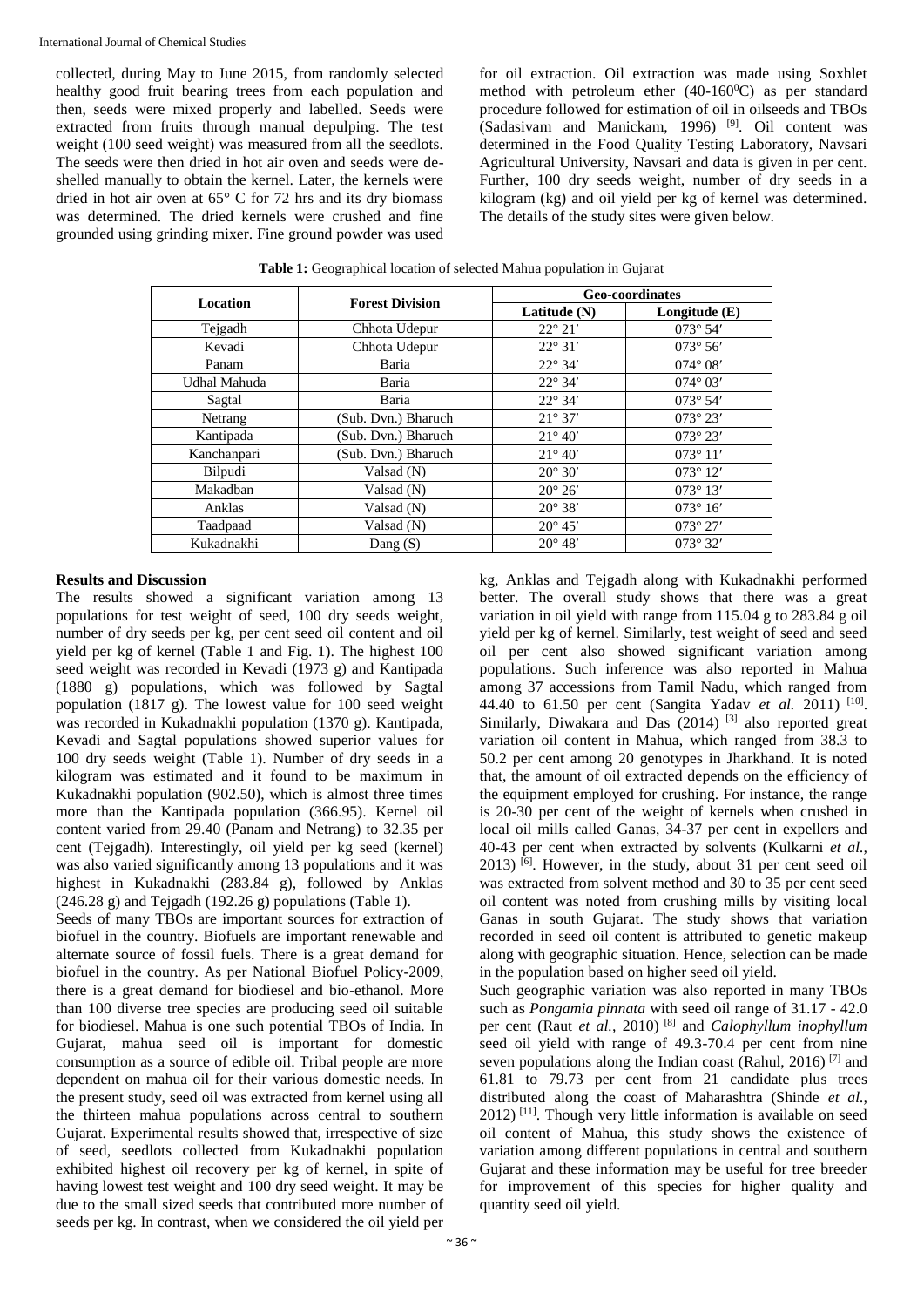collected, during May to June 2015, from randomly selected healthy good fruit bearing trees from each population and then, seeds were mixed properly and labelled. Seeds were extracted from fruits through manual depulping. The test weight (100 seed weight) was measured from all the seedlots. The seeds were then dried in hot air oven and seeds were de-shelled manually to obtain the kernel. Later, the kernels were dried in hot air oven at 65° C for 72 hrs and its dry biomass was determined. The dried kernels were crushed and fine grounded using grinding mixer. Fine ground powder was used for oil extraction. Oil extraction was made using Soxhlet method with petroleum ether (40-160$^0$C) as per standard procedure followed for estimation of oil in oilseeds and TBOs (Sadasivam and Manickam, 1996) [9]. Oil content was determined in the Food Quality Testing Laboratory, Navsari Agricultural University, Navsari and data is given in per cent. Further, 100 dry seeds weight, number of dry seeds in a kilogram (kg) and oil yield per kg of kernel was determined. The details of the study sites were given below.

**Table 1:** Geographical location of selected Mahua population in Gujarat

| Location | Forest Division | Geo-coordinates | |
|---|---|---|---|
| | | Latitude (N) | Longitude (E) |
| Tejgadh | Chhota Udepur | 22° 21′ | 073° 54′ |
| Kevadi | Chhota Udepur | 22° 31′ | 073° 56′ |
| Panam | Baria | 22° 34′ | 074° 08′ |
| Udhal Mahuda | Baria | 22° 34′ | 074° 03′ |
| Sagtal | Baria | 22° 34′ | 073° 54′ |
| Netrang | (Sub. Dvn.) Bharuch | 21° 37′ | 073° 23′ |
| Kantipada | (Sub. Dvn.) Bharuch | 21° 40′ | 073° 23′ |
| Kanchanpari | (Sub. Dvn.) Bharuch | 21° 40′ | 073° 11′ |
| Bilpudi | Valsad (N) | 20° 30′ | 073° 12′ |
| Makadban | Valsad (N) | 20° 26′ | 073° 13′ |
| Anklas | Valsad (N) | 20° 38′ | 073° 16′ |
| Taadpaad | Valsad (N) | 20° 45′ | 073° 27′ |
| Kukadnakhi | Dang (S) | 20° 48′ | 073° 32′ |

## Results and Discussion

The results showed a significant variation among 13 populations for test weight of seed, 100 dry seeds weight, number of dry seeds per kg, per cent seed oil content and oil yield per kg of kernel (Table 1 and Fig. 1). The highest 100 seed weight was recorded in Kevadi (1973 g) and Kantipada (1880 g) populations, which was followed by Sagtal population (1817 g). The lowest value for 100 seed weight was recorded in Kukadnakhi population (1370 g). Kantipada, Kevadi and Sagtal populations showed superior values for 100 dry seeds weight (Table 1). Number of dry seeds in a kilogram was estimated and it found to be maximum in Kukadnakhi population (902.50), which is almost three times more than the Kantipada population (366.95). Kernel oil content varied from 29.40 (Panam and Netrang) to 32.35 per cent (Tejgadh). Interestingly, oil yield per kg seed (kernel) was also varied significantly among 13 populations and it was highest in Kukadnakhi (283.84 g), followed by Anklas (246.28 g) and Tejgadh (192.26 g) populations (Table 1).

Seeds of many TBOs are important sources for extraction of biofuel in the country. Biofuels are important renewable and alternate source of fossil fuels. There is a great demand for biofuel in the country. As per National Biofuel Policy-2009, there is a great demand for biodiesel and bio-ethanol. More than 100 diverse tree species are producing seed oil suitable for biodiesel. Mahua is one such potential TBOs of India. In Gujarat, mahua seed oil is important for domestic consumption as a source of edible oil. Tribal people are more dependent on mahua oil for their various domestic needs. In the present study, seed oil was extracted from kernel using all the thirteen mahua populations across central to southern Gujarat. Experimental results showed that, irrespective of size of seed, seedlots collected from Kukadnakhi population exhibited highest oil recovery per kg of kernel, in spite of having lowest test weight and 100 dry seed weight. It may be due to the small sized seeds that contributed more number of seeds per kg. In contrast, when we considered the oil yield per kg, Anklas and Tejgadh along with Kukadnakhi performed better. The overall study shows that there was a great variation in oil yield with range from 115.04 g to 283.84 g oil yield per kg of kernel. Similarly, test weight of seed and seed oil per cent also showed significant variation among populations. Such inference was also reported in Mahua among 37 accessions from Tamil Nadu, which ranged from 44.40 to 61.50 per cent (Sangita Yadav *et al.* 2011) [10]. Similarly, Diwakara and Das (2014) [3] also reported great variation oil content in Mahua, which ranged from 38.3 to 50.2 per cent among 20 genotypes in Jharkhand. It is noted that, the amount of oil extracted depends on the efficiency of the equipment employed for crushing. For instance, the range is 20-30 per cent of the weight of kernels when crushed in local oil mills called Ganas, 34-37 per cent in expellers and 40-43 per cent when extracted by solvents (Kulkarni *et al.*, 2013) [6]. However, in the study, about 31 per cent seed oil was extracted from solvent method and 30 to 35 per cent seed oil content was noted from crushing mills by visiting local Ganas in south Gujarat. The study shows that variation recorded in seed oil content is attributed to genetic makeup along with geographic situation. Hence, selection can be made in the population based on higher seed oil yield.

Such geographic variation was also reported in many TBOs such as *Pongamia pinnata* with seed oil range of 31.17 - 42.0 per cent (Raut *et al.*, 2010) [8] and *Calophyllum inophyllum* seed oil yield with range of 49.3-70.4 per cent from nine seven populations along the Indian coast (Rahul, 2016) [7] and 61.81 to 79.73 per cent from 21 candidate plus trees distributed along the coast of Maharashtra (Shinde *et al.*, 2012) [11]. Though very little information is available on seed oil content of Mahua, this study shows the existence of variation among different populations in central and southern Gujarat and these information may be useful for tree breeder for improvement of this species for higher quality and quantity seed oil yield.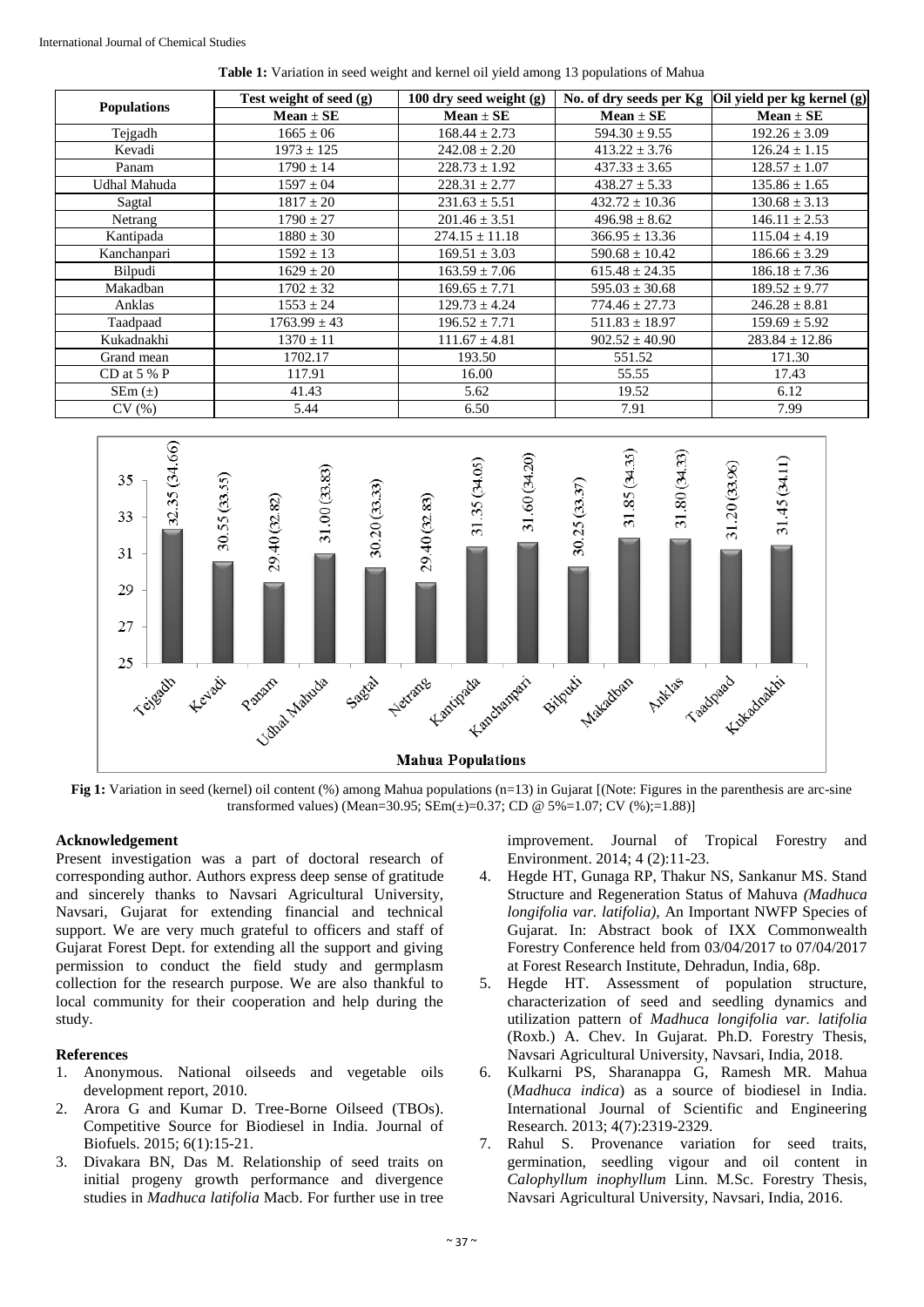**Table 1:** Variation in seed weight and kernel oil yield among 13 populations of Mahua

| Populations | Test weight of seed (g) | 100 dry seed weight (g) | No. of dry seeds per Kg | Oil yield per kg kernel (g) |
|---|---|---|---|---|
| | Mean ± SE | Mean ± SE | Mean ± SE | Mean ± SE |
| Tejgadh | 1665 ± 06 | 168.44 ± 2.73 | 594.30 ± 9.55 | 192.26 ± 3.09 |
| Kevadi | 1973 ± 125 | 242.08 ± 2.20 | 413.22 ± 3.76 | 126.24 ± 1.15 |
| Panam | 1790 ± 14 | 228.73 ± 1.92 | 437.33 ± 3.65 | 128.57 ± 1.07 |
| Udhal Mahuda | 1597 ± 04 | 228.31 ± 2.77 | 438.27 ± 5.33 | 135.86 ± 1.65 |
| Sagtal | 1817 ± 20 | 231.63 ± 5.51 | 432.72 ± 10.36 | 130.68 ± 3.13 |
| Netrang | 1790 ± 27 | 201.46 ± 3.51 | 496.98 ± 8.62 | 146.11 ± 2.53 |
| Kantipada | 1880 ± 30 | 274.15 ± 11.18 | 366.95 ± 13.36 | 115.04 ± 4.19 |
| Kanchanpari | 1592 ± 13 | 169.51 ± 3.03 | 590.68 ± 10.42 | 186.66 ± 3.29 |
| Bilpudi | 1629 ± 20 | 163.59 ± 7.06 | 615.48 ± 24.35 | 186.18 ± 7.36 |
| Makadban | 1702 ± 32 | 169.65 ± 7.71 | 595.03 ± 30.68 | 189.52 ± 9.77 |
| Anklas | 1553 ± 24 | 129.73 ± 4.24 | 774.46 ± 27.73 | 246.28 ± 8.81 |
| Taadpaad | 1763.99 ± 43 | 196.52 ± 7.71 | 511.83 ± 18.97 | 159.69 ± 5.92 |
| Kukadnakhi | 1370 ± 11 | 111.67 ± 4.81 | 902.52 ± 40.90 | 283.84 ± 12.86 |
| Grand mean | 1702.17 | 193.50 | 551.52 | 171.30 |
| CD at 5 % P | 117.91 | 16.00 | 55.55 | 17.43 |
| SEm (±) | 41.43 | 5.62 | 19.52 | 6.12 |
| CV (%) | 5.44 | 6.50 | 7.91 | 7.99 |

| Mahua Populations | Oil content (%) | Arc-sine transformed value |
|---|---|---|
| Tejgadh | 32.35 | 34.66 |
| Kevadi | 30.55 | 33.55 |
| Panam | 29.40 | 32.82 |
| Udhal Mahuda | 31.00 | 33.83 |
| Sagtal | 30.20 | 33.33 |
| Netrang | 29.40 | 32.83 |
| Kantipada | 31.35 | 34.05 |
| Kanchanpari | 31.60 | 34.20 |
| Bilpudi | 30.25 | 33.37 |
| Makadban | 31.85 | 34.35 |
| Anklas | 31.80 | 34.33 |
| Taadpaad | 31.20 | 33.96 |
| Kukadnakhi | 31.45 | 34.11 |

**Fig 1:** Variation in seed (kernel) oil content (%) among Mahua populations (n=13) in Gujarat [(Note: Figures in the parenthesis are arc-sine transformed values) (Mean=30.95; SEm(±)=0.37; CD @ 5%=1.07; CV (%);=1.88)]

### Acknowledgement

Present investigation was a part of doctoral research of corresponding author. Authors express deep sense of gratitude and sincerely thanks to Navsari Agricultural University, Navsari, Gujarat for extending financial and technical support. We are very much grateful to officers and staff of Gujarat Forest Dept. for extending all the support and giving permission to conduct the field study and germplasm collection for the research purpose. We are also thankful to local community for their cooperation and help during the study.

### References

1. Anonymous. National oilseeds and vegetable oils development report, 2010.
2. Arora G and Kumar D. Tree-Borne Oilseed (TBOs). Competitive Source for Biodiesel in India. Journal of Biofuels. 2015; 6(1):15-21.
3. Divakara BN, Das M. Relationship of seed traits on initial progeny growth performance and divergence studies in *Madhuca latifolia* Macb. For further use in tree improvement. Journal of Tropical Forestry and Environment. 2014; 4 (2):11-23.
4. Hegde HT, Gunaga RP, Thakur NS, Sankanur MS. Stand Structure and Regeneration Status of Mahuva *(Madhuca longifolia var. latifolia)*, An Important NWFP Species of Gujarat. In: Abstract book of IXX Commonwealth Forestry Conference held from 03/04/2017 to 07/04/2017 at Forest Research Institute, Dehradun, India, 68p.
5. Hegde HT. Assessment of population structure, characterization of seed and seedling dynamics and utilization pattern of *Madhuca longifolia var. latifolia* (Roxb.) A. Chev. In Gujarat. Ph.D. Forestry Thesis, Navsari Agricultural University, Navsari, India, 2018.
6. Kulkarni PS, Sharanappa G, Ramesh MR. Mahua (*Madhuca indica*) as a source of biodiesel in India. International Journal of Scientific and Engineering Research. 2013; 4(7):2319-2329.
7. Rahul S. Provenance variation for seed traits, germination, seedling vigour and oil content in *Calophyllum inophyllum* Linn. M.Sc. Forestry Thesis, Navsari Agricultural University, Navsari, India, 2016.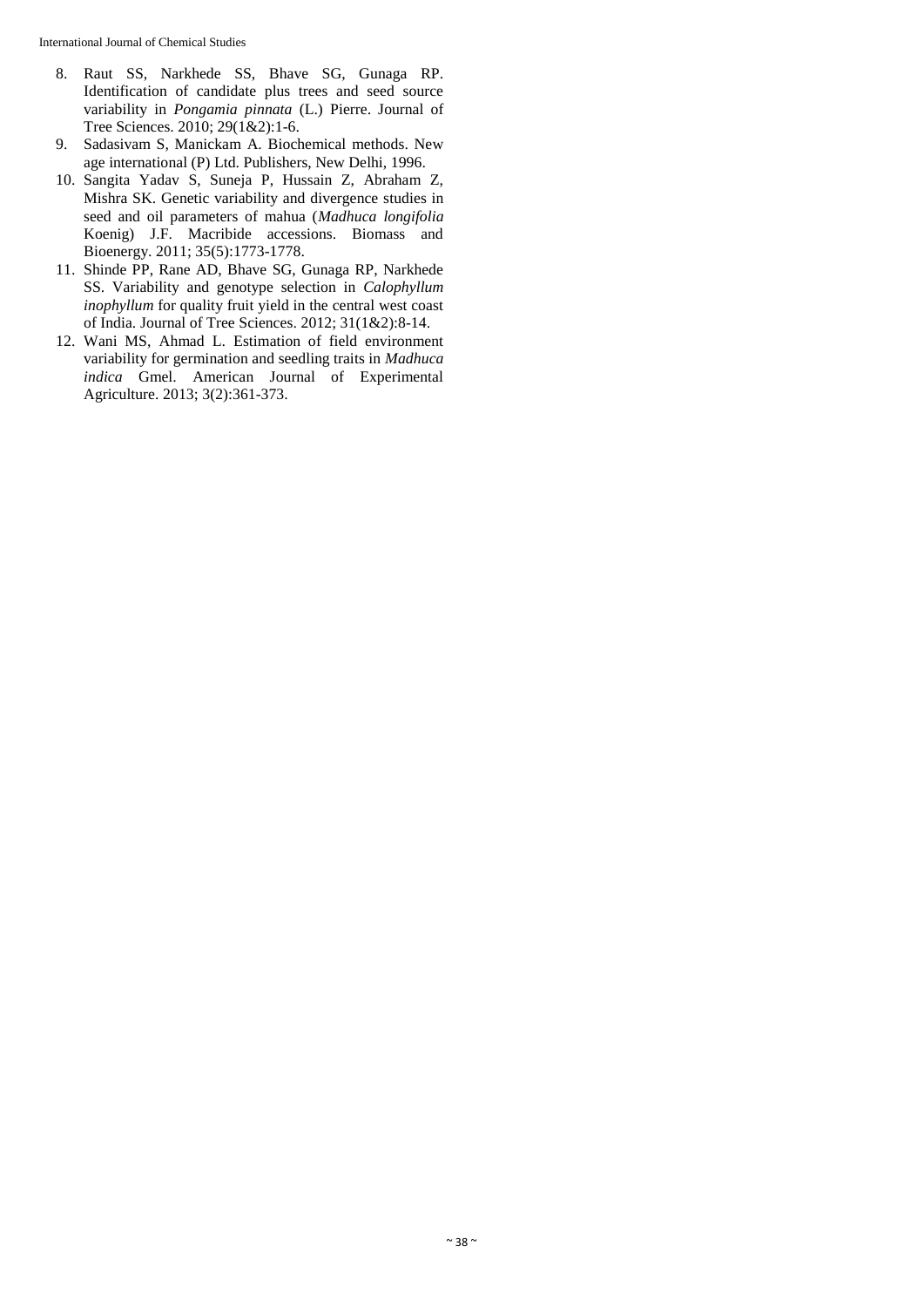8. Raut SS, Narkhede SS, Bhave SG, Gunaga RP. Identification of candidate plus trees and seed source variability in *Pongamia pinnata* (L.) Pierre. Journal of Tree Sciences. 2010; 29(1&2):1-6.
9. Sadasivam S, Manickam A. Biochemical methods. New age international (P) Ltd. Publishers, New Delhi, 1996.
10. Sangita Yadav S, Suneja P, Hussain Z, Abraham Z, Mishra SK. Genetic variability and divergence studies in seed and oil parameters of mahua (*Madhuca longifolia* Koenig) J.F. Macribide accessions. Biomass and Bioenergy. 2011; 35(5):1773-1778.
11. Shinde PP, Rane AD, Bhave SG, Gunaga RP, Narkhede SS. Variability and genotype selection in *Calophyllum inophyllum* for quality fruit yield in the central west coast of India. Journal of Tree Sciences. 2012; 31(1&2):8-14.
12. Wani MS, Ahmad L. Estimation of field environment variability for germination and seedling traits in *Madhuca indica* Gmel. American Journal of Experimental Agriculture. 2013; 3(2):361-373.